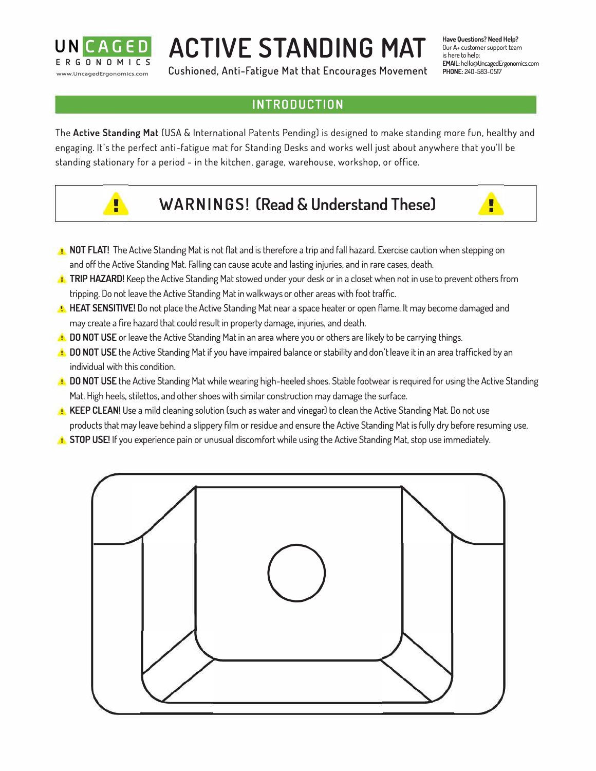UNCAGED ERGONOMICS
www.UncagedErgonomics.com

# ACTIVE STANDING MAT

Cushioned, Anti-Fatigue Mat that Encourages Movement

**Have Questions? Need Help?**
Our A+ customer support team is here to help:
**EMAIL:** hello@UncagedErgonomics.com
**PHONE:** 240-583-0517

## INTRODUCTION

The **Active Standing Mat** (USA & International Patents Pending) is designed to make standing more fun, healthy and engaging. It's the perfect anti-fatigue mat for Standing Desks and works well just about anywhere that you'll be standing stationary for a period - in the kitchen, garage, warehouse, workshop, or office.

## WARNINGS! (Read & Understand These)

- **NOT FLAT!** The Active Standing Mat is not flat and is therefore a trip and fall hazard. Exercise caution when stepping on and off the Active Standing Mat. Falling can cause acute and lasting injuries, and in rare cases, death.
- **TRIP HAZARD!** Keep the Active Standing Mat stowed under your desk or in a closet when not in use to prevent others from tripping. Do not leave the Active Standing Mat in walkways or other areas with foot traffic.
- **HEAT SENSITIVE!** Do not place the Active Standing Mat near a space heater or open flame. It may become damaged and may create a fire hazard that could result in property damage, injuries, and death.
- **DO NOT USE** or leave the Active Standing Mat in an area where you or others are likely to be carrying things.
- **DO NOT USE** the Active Standing Mat if you have impaired balance or stability and don't leave it in an area trafficked by an individual with this condition.
- **DO NOT USE** the Active Standing Mat while wearing high-heeled shoes. Stable footwear is required for using the Active Standing Mat. High heels, stilettos, and other shoes with similar construction may damage the surface.
- **KEEP CLEAN!** Use a mild cleaning solution (such as water and vinegar) to clean the Active Standing Mat. Do not use products that may leave behind a slippery film or residue and ensure the Active Standing Mat is fully dry before resuming use.
- **STOP USE!** If you experience pain or unusual discomfort while using the Active Standing Mat, stop use immediately.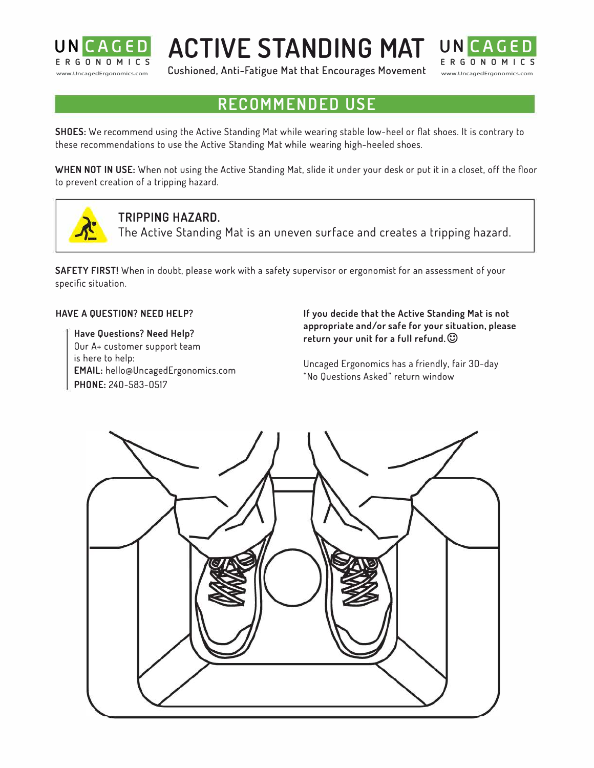UNCAGED ERGONOMICS
www.UncagedErgonomics.com

# ACTIVE STANDING MAT

Cushioned, Anti-Fatigue Mat that Encourages Movement

UNCAGED ERGONOMICS
www.UncagedErgonomics.com

## RECOMMENDED USE

**SHOES:** We recommend using the Active Standing Mat while wearing stable low-heel or flat shoes. It is contrary to these recommendations to use the Active Standing Mat while wearing high-heeled shoes.

**WHEN NOT IN USE:** When not using the Active Standing Mat, slide it under your desk or put it in a closet, off the floor to prevent creation of a tripping hazard.

**TRIPPING HAZARD.**
The Active Standing Mat is an uneven surface and creates a tripping hazard.

**SAFETY FIRST!** When in doubt, please work with a safety supervisor or ergonomist for an assessment of your specific situation.

### HAVE A QUESTION? NEED HELP?

**Have Questions? Need Help?**
Our A+ customer support team is here to help:
**EMAIL:** hello@UncagedErgonomics.com
**PHONE:** 240-583-0517

**If you decide that the Active Standing Mat is not appropriate and/or safe for your situation, please return your unit for a full refund.** ☺

Uncaged Ergonomics has a friendly, fair 30-day "No Questions Asked" return window